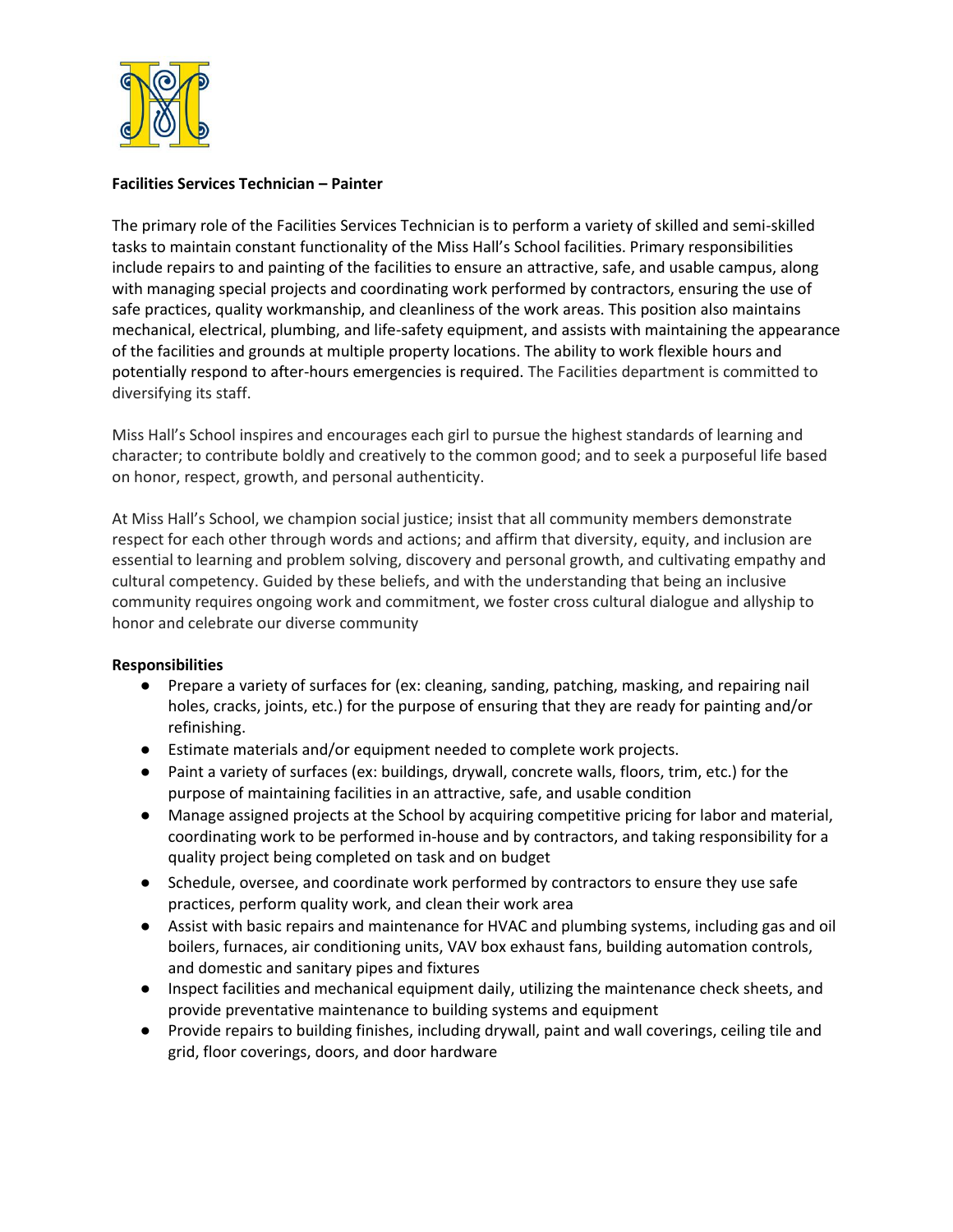**Facilities Services Technician – Painter**

The primary role of the Facilities Services Technician is to perform a variety of skilled and semi-skilled tasks to maintain constant functionality of the Miss Hall's School facilities. Primary responsibilities include repairs to and painting of the facilities to ensure an attractive, safe, and usable campus, along with managing special projects and coordinating work performed by contractors, ensuring the use of safe practices, quality workmanship, and cleanliness of the work areas. This position also maintains mechanical, electrical, plumbing, and life-safety equipment, and assists with maintaining the appearance of the facilities and grounds at multiple property locations. The ability to work flexible hours and potentially respond to after-hours emergencies is required. The Facilities department is committed to diversifying its staff.

Miss Hall's School inspires and encourages each girl to pursue the highest standards of learning and character; to contribute boldly and creatively to the common good; and to seek a purposeful life based on honor, respect, growth, and personal authenticity.

At Miss Hall's School, we champion social justice; insist that all community members demonstrate respect for each other through words and actions; and affirm that diversity, equity, and inclusion are essential to learning and problem solving, discovery and personal growth, and cultivating empathy and cultural competency. Guided by these beliefs, and with the understanding that being an inclusive community requires ongoing work and commitment, we foster cross cultural dialogue and allyship to honor and celebrate our diverse community

**Responsibilities**

- Prepare a variety of surfaces for (ex: cleaning, sanding, patching, masking, and repairing nail holes, cracks, joints, etc.) for the purpose of ensuring that they are ready for painting and/or refinishing.
- Estimate materials and/or equipment needed to complete work projects.
- Paint a variety of surfaces (ex: buildings, drywall, concrete walls, floors, trim, etc.) for the purpose of maintaining facilities in an attractive, safe, and usable condition
- Manage assigned projects at the School by acquiring competitive pricing for labor and material, coordinating work to be performed in-house and by contractors, and taking responsibility for a quality project being completed on task and on budget
- Schedule, oversee, and coordinate work performed by contractors to ensure they use safe practices, perform quality work, and clean their work area
- Assist with basic repairs and maintenance for HVAC and plumbing systems, including gas and oil boilers, furnaces, air conditioning units, VAV box exhaust fans, building automation controls, and domestic and sanitary pipes and fixtures
- Inspect facilities and mechanical equipment daily, utilizing the maintenance check sheets, and provide preventative maintenance to building systems and equipment
- Provide repairs to building finishes, including drywall, paint and wall coverings, ceiling tile and grid, floor coverings, doors, and door hardware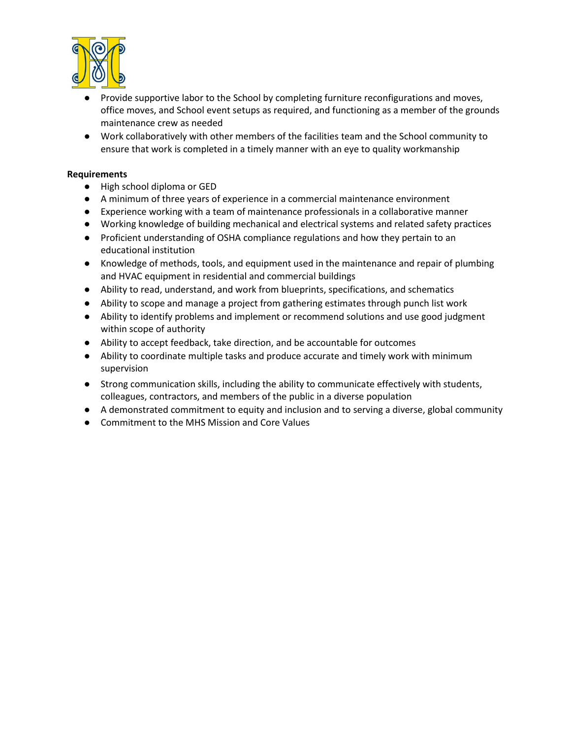- Provide supportive labor to the School by completing furniture reconfigurations and moves, office moves, and School event setups as required, and functioning as a member of the grounds maintenance crew as needed
- Work collaboratively with other members of the facilities team and the School community to ensure that work is completed in a timely manner with an eye to quality workmanship

**Requirements**

- High school diploma or GED
- A minimum of three years of experience in a commercial maintenance environment
- Experience working with a team of maintenance professionals in a collaborative manner
- Working knowledge of building mechanical and electrical systems and related safety practices
- Proficient understanding of OSHA compliance regulations and how they pertain to an educational institution
- Knowledge of methods, tools, and equipment used in the maintenance and repair of plumbing and HVAC equipment in residential and commercial buildings
- Ability to read, understand, and work from blueprints, specifications, and schematics
- Ability to scope and manage a project from gathering estimates through punch list work
- Ability to identify problems and implement or recommend solutions and use good judgment within scope of authority
- Ability to accept feedback, take direction, and be accountable for outcomes
- Ability to coordinate multiple tasks and produce accurate and timely work with minimum supervision
- Strong communication skills, including the ability to communicate effectively with students, colleagues, contractors, and members of the public in a diverse population
- A demonstrated commitment to equity and inclusion and to serving a diverse, global community
- Commitment to the MHS Mission and Core Values